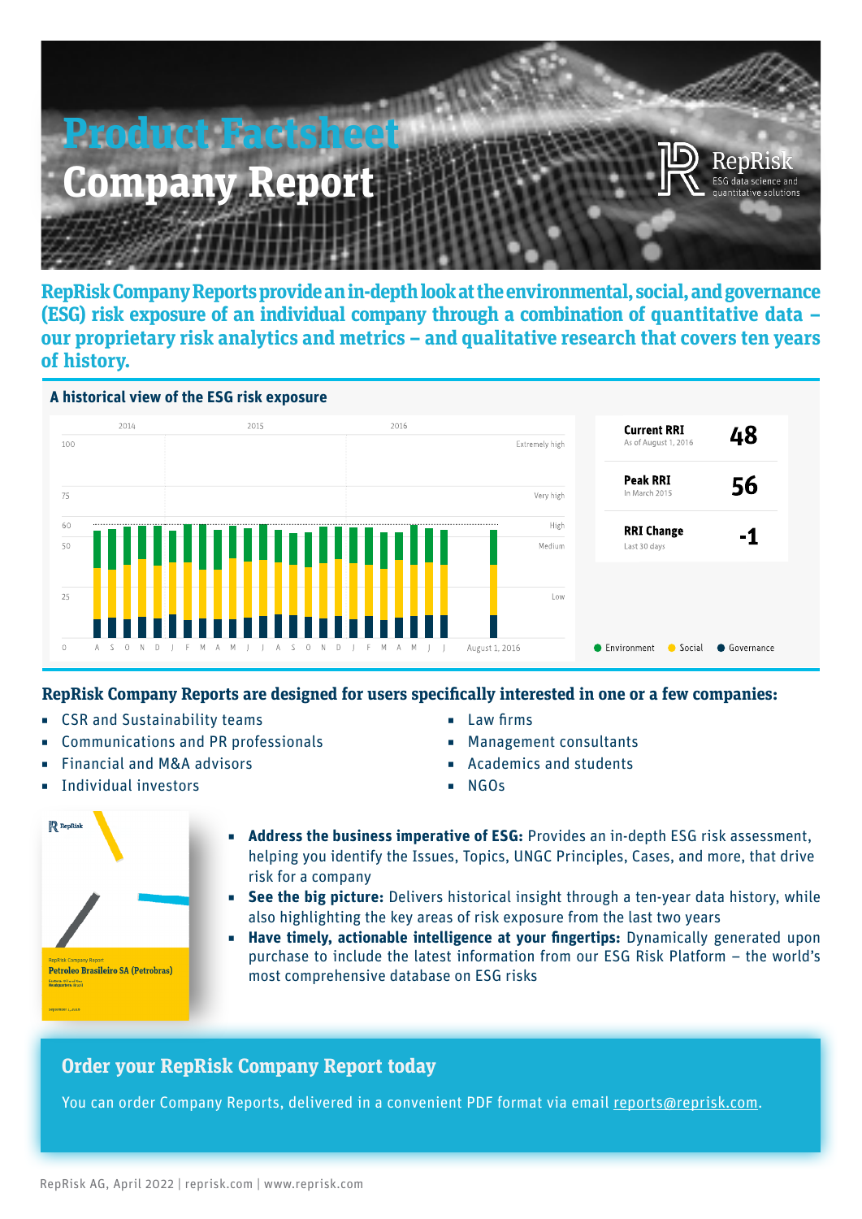# Product Factsheet

# Company Report

**RepRisk Company Reports provide an in-depth look at the environmental, social, and governance (ESG) risk exposure of an individual company through a combination of quantitative data – our proprietary risk analytics and metrics – and qualitative research that covers ten years of history.**

### A historical view of the ESG risk exposure

| | | |
|---|---|---|
| **Current RRI** | As of August 1, 2016 | **48** |
| **Peak RRI** | In March 2015 | **56** |
| **RRI Change** | Last 30 days | **-1** |

### RepRisk Company Reports are designed for users specifically interested in one or a few companies:

- CSR and Sustainability teams
- Communications and PR professionals
- Financial and M&A advisors
- Individual investors
- Law firms
- Management consultants
- Academics and students
- NGOs

- **Address the business imperative of ESG:** Provides an in-depth ESG risk assessment, helping you identify the Issues, Topics, UNGC Principles, Cases, and more, that drive risk for a company
- **See the big picture:** Delivers historical insight through a ten-year data history, while also highlighting the key areas of risk exposure from the last two years
- **Have timely, actionable intelligence at your fingertips:** Dynamically generated upon purchase to include the latest information from our ESG Risk Platform – the world's most comprehensive database on ESG risks

## Order your RepRisk Company Report today

You can order Company Reports, delivered in a convenient PDF format via email reports@reprisk.com.

RepRisk AG, April 2022 | reprisk.com | www.reprisk.com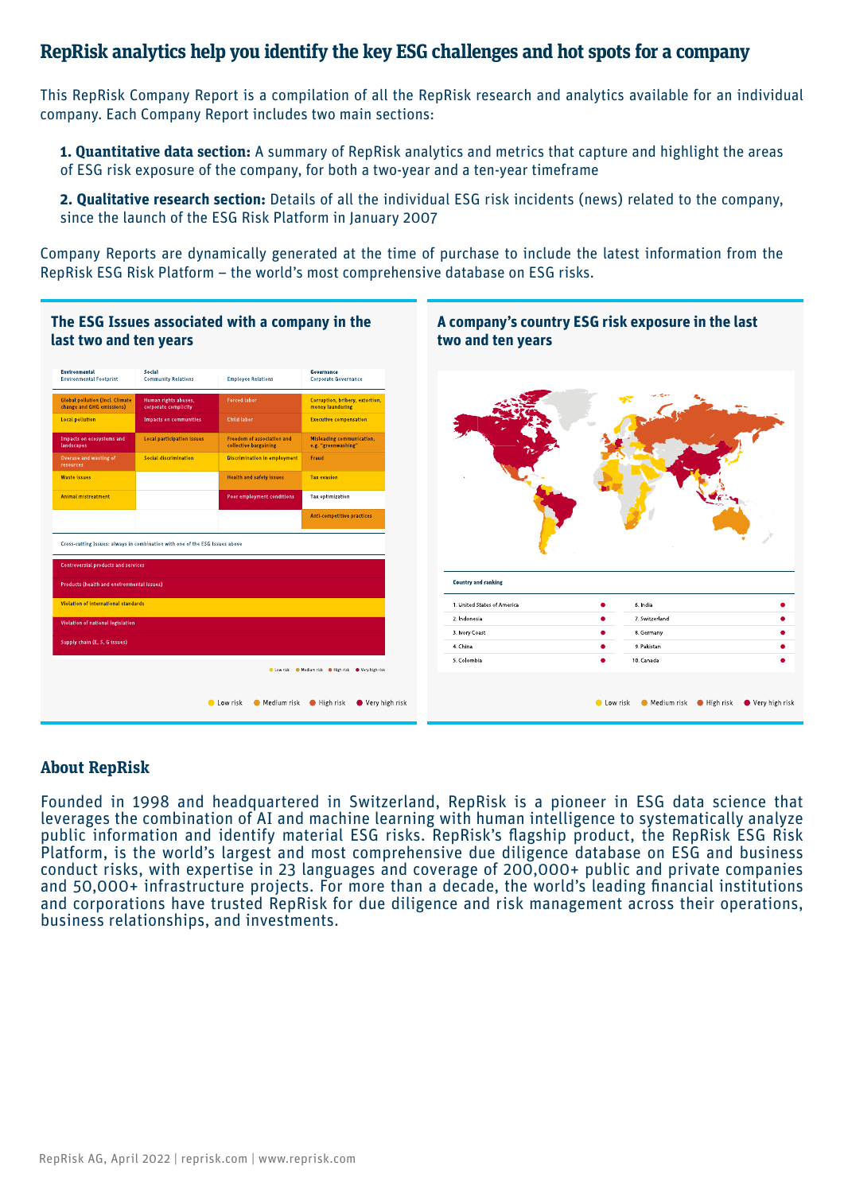## RepRisk analytics help you identify the key ESG challenges and hot spots for a company

This RepRisk Company Report is a compilation of all the RepRisk research and analytics available for an individual company. Each Company Report includes two main sections:

**1. Quantitative data section:** A summary of RepRisk analytics and metrics that capture and highlight the areas of ESG risk exposure of the company, for both a two-year and a ten-year timeframe

**2. Qualitative research section:** Details of all the individual ESG risk incidents (news) related to the company, since the launch of the ESG Risk Platform in January 2007

Company Reports are dynamically generated at the time of purchase to include the latest information from the RepRisk ESG Risk Platform – the world's most comprehensive database on ESG risks.

### The ESG Issues associated with a company in the last two and ten years

| Environmental<br>Environmental Footprint | Social<br>Community Relations | Employee Relations | Governance<br>Corporate Governance |
|---|---|---|---|
| Global pollution (incl. Climate change and GHG emissions) | Human rights abuses, corporate complicity | Forced labor | Corruption, bribery, extortion, money laundering |
| Local pollution | Impacts on communities | Child labor | Executive compensation |
| Impacts on ecosystems and landscapes | Local participation issues | Freedom of association and collective bargaining | Misleading communication, e.g. "greenwashing" |
| Overuse and wasting of resources | Social discrimination | Discrimination in employment | Fraud |
| Waste issues | | Health and safety issues | Tax evasion |
| Animal mistreatment | | Poor employment conditions | Tax optimization |
| | | | Anti-competitive practices |

Cross-cutting Issues: always in combination with one of the ESG Issues above

- Controversial products and services
- Products (health and environmental issues)
- Violation of international standards
- Violation of national legislation
- Supply chain (E, S, G issues)

Low risk · Medium risk · High risk · Very high risk

### A company's country ESG risk exposure in the last two and ten years

Country and ranking

| | |
|---|---|
| 1. United States of America | 6. India |
| 2. Indonesia | 7. Switzerland |
| 3. Ivory Coast | 8. Germany |
| 4. China | 9. Pakistan |
| 5. Colombia | 10. Canada |

Low risk · Medium risk · High risk · Very high risk

## About RepRisk

Founded in 1998 and headquartered in Switzerland, RepRisk is a pioneer in ESG data science that leverages the combination of AI and machine learning with human intelligence to systematically analyze public information and identify material ESG risks. RepRisk's flagship product, the RepRisk ESG Risk Platform, is the world's largest and most comprehensive due diligence database on ESG and business conduct risks, with expertise in 23 languages and coverage of 200,000+ public and private companies and 50,000+ infrastructure projects. For more than a decade, the world's leading financial institutions and corporations have trusted RepRisk for due diligence and risk management across their operations, business relationships, and investments.

RepRisk AG, April 2022 | reprisk.com | www.reprisk.com